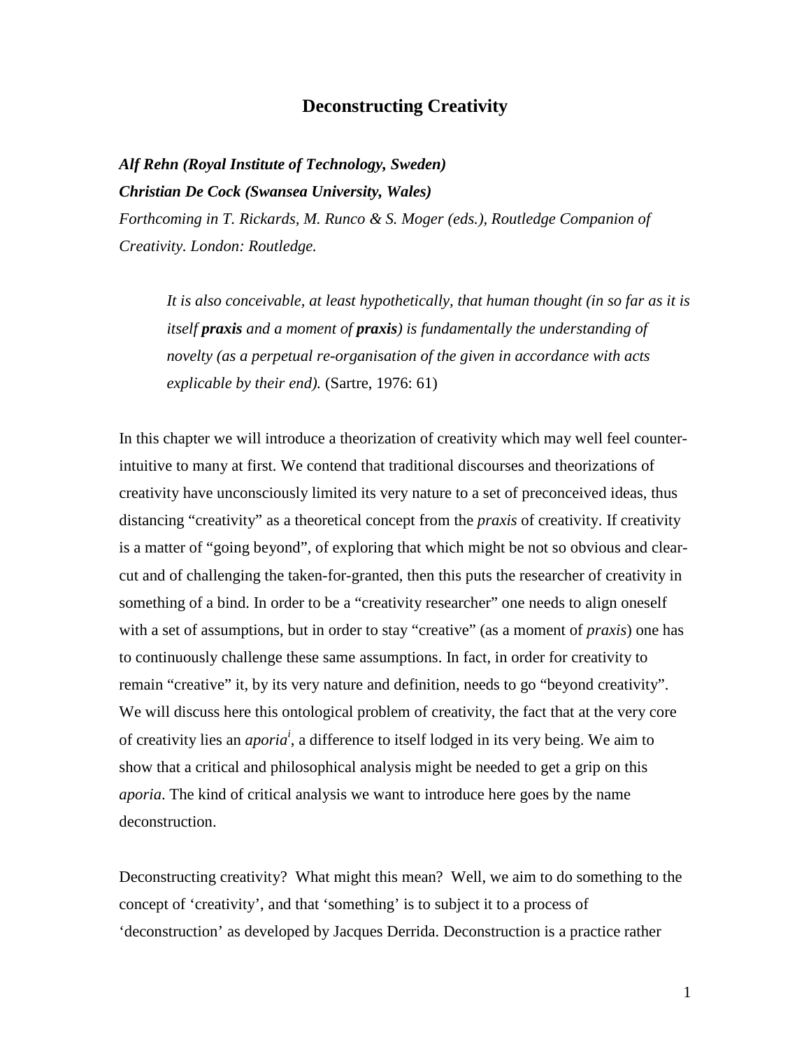# Deconstructing Creativity

***Alf Rehn (Royal Institute of Technology, Sweden)***
***Christian De Cock (Swansea University, Wales)***
*Forthcoming in T. Rickards, M. Runco & S. Moger (eds.), Routledge Companion of Creativity. London: Routledge.*

> *It is also conceivable, at least hypothetically, that human thought (in so far as it is itself* ***praxis*** *and a moment of* ***praxis****) is fundamentally the understanding of novelty (as a perpetual re-organisation of the given in accordance with acts explicable by their end).* (Sartre, 1976: 61)

In this chapter we will introduce a theorization of creativity which may well feel counter-intuitive to many at first. We contend that traditional discourses and theorizations of creativity have unconsciously limited its very nature to a set of preconceived ideas, thus distancing "creativity" as a theoretical concept from the *praxis* of creativity. If creativity is a matter of "going beyond", of exploring that which might be not so obvious and clear-cut and of challenging the taken-for-granted, then this puts the researcher of creativity in something of a bind. In order to be a "creativity researcher" one needs to align oneself with a set of assumptions, but in order to stay "creative" (as a moment of *praxis*) one has to continuously challenge these same assumptions. In fact, in order for creativity to remain "creative" it, by its very nature and definition, needs to go "beyond creativity". We will discuss here this ontological problem of creativity, the fact that at the very core of creativity lies an *aporia*[i], a difference to itself lodged in its very being. We aim to show that a critical and philosophical analysis might be needed to get a grip on this *aporia*. The kind of critical analysis we want to introduce here goes by the name deconstruction.

Deconstructing creativity? What might this mean? Well, we aim to do something to the concept of 'creativity', and that 'something' is to subject it to a process of 'deconstruction' as developed by Jacques Derrida. Deconstruction is a practice rather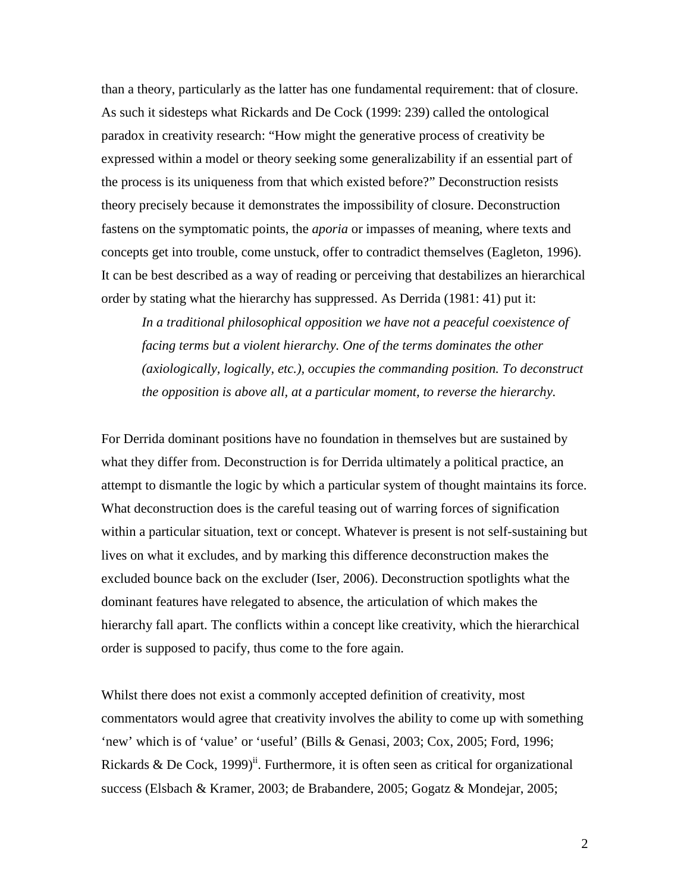than a theory, particularly as the latter has one fundamental requirement: that of closure. As such it sidesteps what Rickards and De Cock (1999: 239) called the ontological paradox in creativity research: "How might the generative process of creativity be expressed within a model or theory seeking some generalizability if an essential part of the process is its uniqueness from that which existed before?" Deconstruction resists theory precisely because it demonstrates the impossibility of closure. Deconstruction fastens on the symptomatic points, the *aporia* or impasses of meaning, where texts and concepts get into trouble, come unstuck, offer to contradict themselves (Eagleton, 1996). It can be best described as a way of reading or perceiving that destabilizes an hierarchical order by stating what the hierarchy has suppressed. As Derrida (1981: 41) put it:

> *In a traditional philosophical opposition we have not a peaceful coexistence of facing terms but a violent hierarchy. One of the terms dominates the other (axiologically, logically, etc.), occupies the commanding position. To deconstruct the opposition is above all, at a particular moment, to reverse the hierarchy.*

For Derrida dominant positions have no foundation in themselves but are sustained by what they differ from. Deconstruction is for Derrida ultimately a political practice, an attempt to dismantle the logic by which a particular system of thought maintains its force. What deconstruction does is the careful teasing out of warring forces of signification within a particular situation, text or concept. Whatever is present is not self-sustaining but lives on what it excludes, and by marking this difference deconstruction makes the excluded bounce back on the excluder (Iser, 2006). Deconstruction spotlights what the dominant features have relegated to absence, the articulation of which makes the hierarchy fall apart. The conflicts within a concept like creativity, which the hierarchical order is supposed to pacify, thus come to the fore again.

Whilst there does not exist a commonly accepted definition of creativity, most commentators would agree that creativity involves the ability to come up with something 'new' which is of 'value' or 'useful' (Bills & Genasi, 2003; Cox, 2005; Ford, 1996; Rickards & De Cock, 1999)[ii]. Furthermore, it is often seen as critical for organizational success (Elsbach & Kramer, 2003; de Brabandere, 2005; Gogatz & Mondejar, 2005;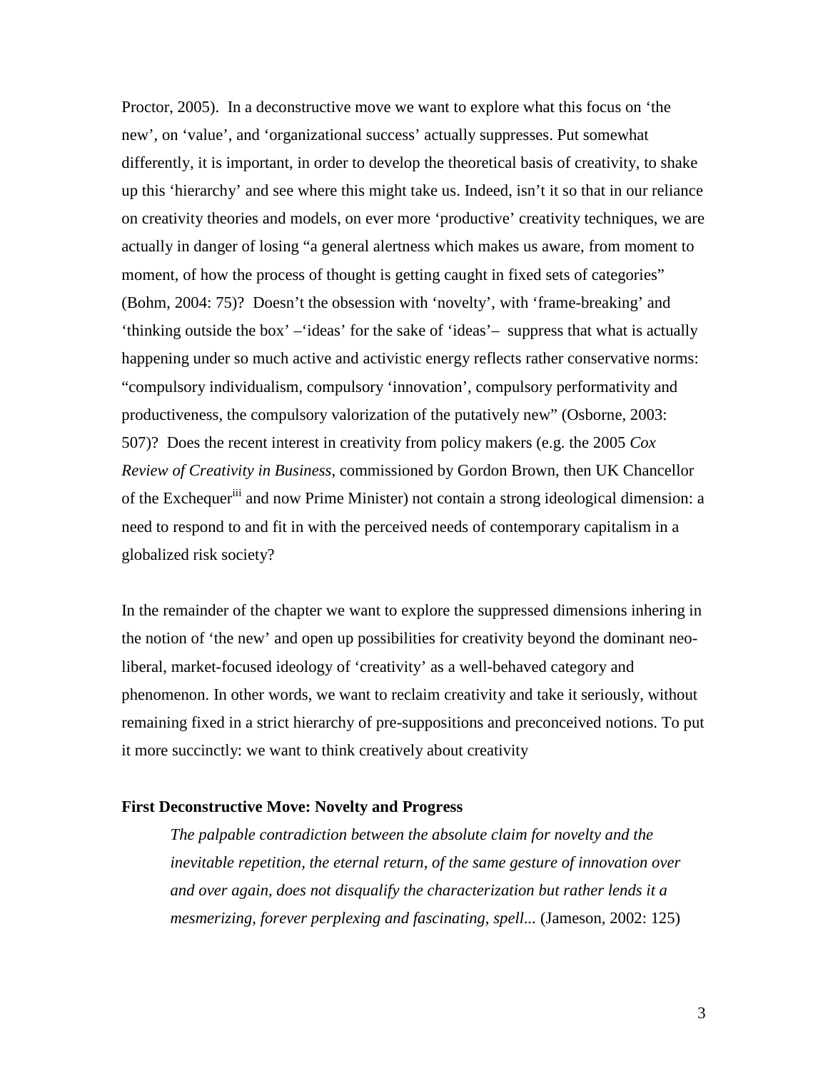Proctor, 2005). In a deconstructive move we want to explore what this focus on 'the new', on 'value', and 'organizational success' actually suppresses. Put somewhat differently, it is important, in order to develop the theoretical basis of creativity, to shake up this 'hierarchy' and see where this might take us. Indeed, isn't it so that in our reliance on creativity theories and models, on ever more 'productive' creativity techniques, we are actually in danger of losing "a general alertness which makes us aware, from moment to moment, of how the process of thought is getting caught in fixed sets of categories" (Bohm, 2004: 75)? Doesn't the obsession with 'novelty', with 'frame-breaking' and 'thinking outside the box' –'ideas' for the sake of 'ideas'– suppress that what is actually happening under so much active and activistic energy reflects rather conservative norms: "compulsory individualism, compulsory 'innovation', compulsory performativity and productiveness, the compulsory valorization of the putatively new" (Osborne, 2003: 507)? Does the recent interest in creativity from policy makers (e.g. the 2005 *Cox Review of Creativity in Business*, commissioned by Gordon Brown, then UK Chancellor of the Exchequer[iii] and now Prime Minister) not contain a strong ideological dimension: a need to respond to and fit in with the perceived needs of contemporary capitalism in a globalized risk society?

In the remainder of the chapter we want to explore the suppressed dimensions inhering in the notion of 'the new' and open up possibilities for creativity beyond the dominant neo-liberal, market-focused ideology of 'creativity' as a well-behaved category and phenomenon. In other words, we want to reclaim creativity and take it seriously, without remaining fixed in a strict hierarchy of pre-suppositions and preconceived notions. To put it more succinctly: we want to think creatively about creativity

**First Deconstructive Move: Novelty and Progress**

> *The palpable contradiction between the absolute claim for novelty and the inevitable repetition, the eternal return, of the same gesture of innovation over and over again, does not disqualify the characterization but rather lends it a mesmerizing, forever perplexing and fascinating, spell...* (Jameson, 2002: 125)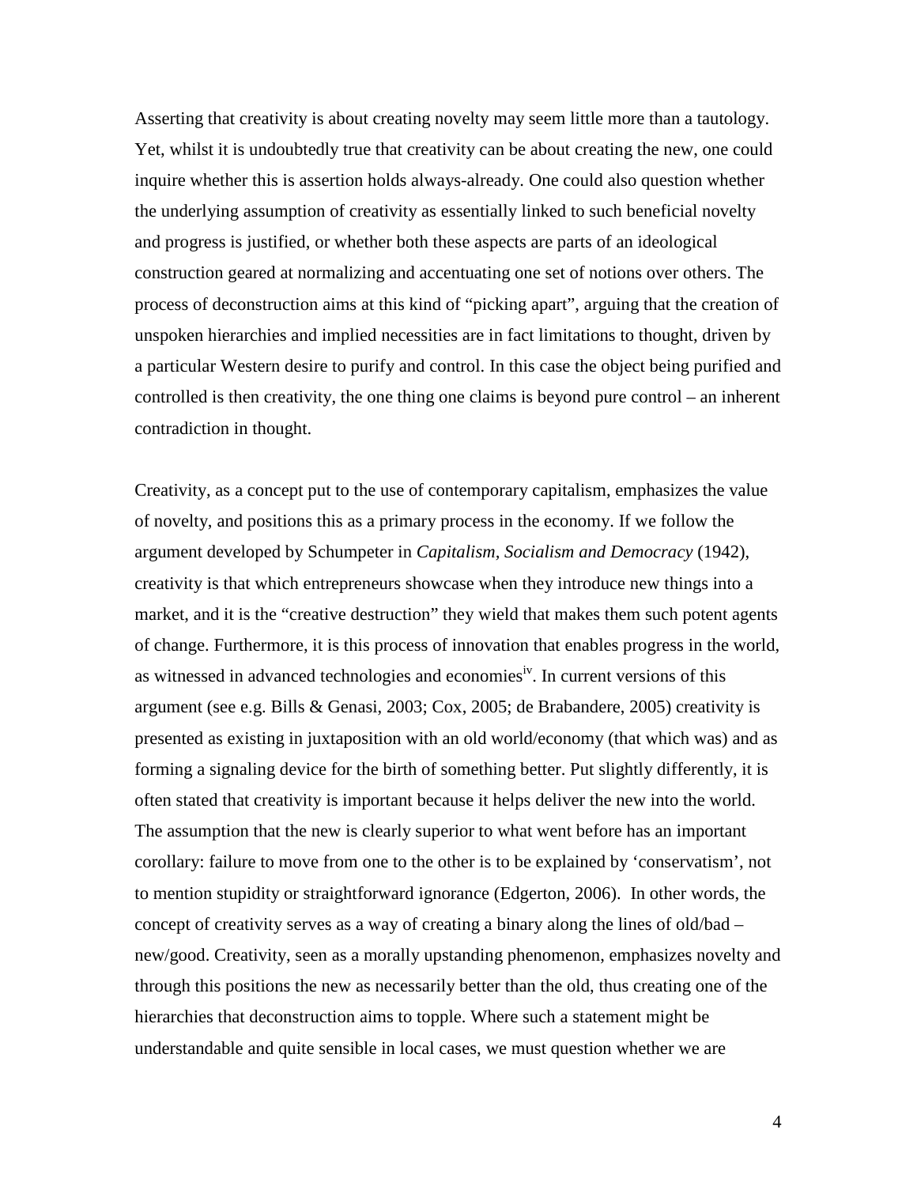Asserting that creativity is about creating novelty may seem little more than a tautology. Yet, whilst it is undoubtedly true that creativity can be about creating the new, one could inquire whether this is assertion holds always-already. One could also question whether the underlying assumption of creativity as essentially linked to such beneficial novelty and progress is justified, or whether both these aspects are parts of an ideological construction geared at normalizing and accentuating one set of notions over others. The process of deconstruction aims at this kind of "picking apart", arguing that the creation of unspoken hierarchies and implied necessities are in fact limitations to thought, driven by a particular Western desire to purify and control. In this case the object being purified and controlled is then creativity, the one thing one claims is beyond pure control – an inherent contradiction in thought.

Creativity, as a concept put to the use of contemporary capitalism, emphasizes the value of novelty, and positions this as a primary process in the economy. If we follow the argument developed by Schumpeter in *Capitalism, Socialism and Democracy* (1942), creativity is that which entrepreneurs showcase when they introduce new things into a market, and it is the "creative destruction" they wield that makes them such potent agents of change. Furthermore, it is this process of innovation that enables progress in the world, as witnessed in advanced technologies and economies[iv]. In current versions of this argument (see e.g. Bills & Genasi, 2003; Cox, 2005; de Brabandere, 2005) creativity is presented as existing in juxtaposition with an old world/economy (that which was) and as forming a signaling device for the birth of something better. Put slightly differently, it is often stated that creativity is important because it helps deliver the new into the world. The assumption that the new is clearly superior to what went before has an important corollary: failure to move from one to the other is to be explained by 'conservatism', not to mention stupidity or straightforward ignorance (Edgerton, 2006). In other words, the concept of creativity serves as a way of creating a binary along the lines of old/bad – new/good. Creativity, seen as a morally upstanding phenomenon, emphasizes novelty and through this positions the new as necessarily better than the old, thus creating one of the hierarchies that deconstruction aims to topple. Where such a statement might be understandable and quite sensible in local cases, we must question whether we are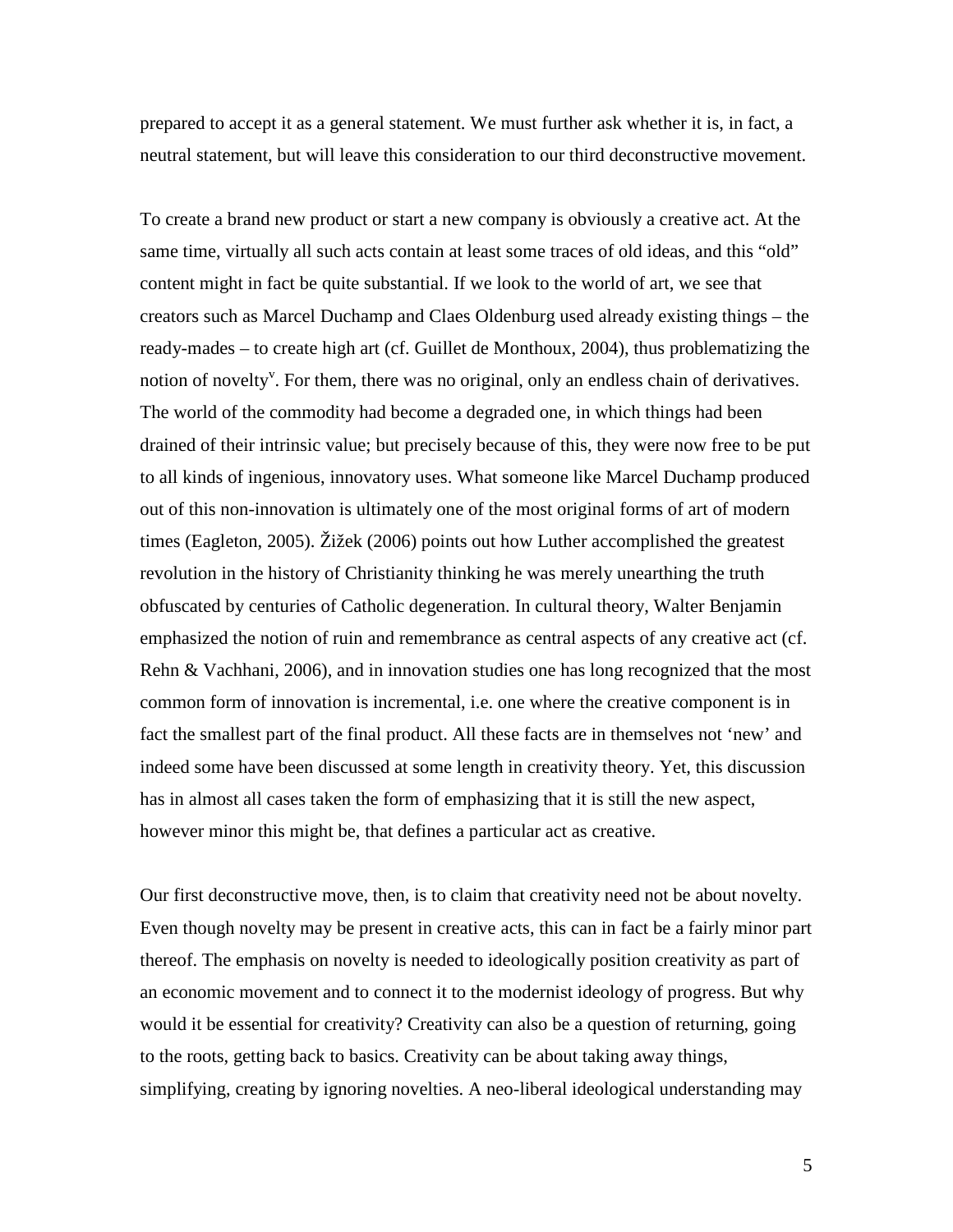prepared to accept it as a general statement. We must further ask whether it is, in fact, a neutral statement, but will leave this consideration to our third deconstructive movement.

To create a brand new product or start a new company is obviously a creative act. At the same time, virtually all such acts contain at least some traces of old ideas, and this "old" content might in fact be quite substantial. If we look to the world of art, we see that creators such as Marcel Duchamp and Claes Oldenburg used already existing things – the ready-mades – to create high art (cf. Guillet de Monthoux, 2004), thus problematizing the notion of novelty[v]. For them, there was no original, only an endless chain of derivatives. The world of the commodity had become a degraded one, in which things had been drained of their intrinsic value; but precisely because of this, they were now free to be put to all kinds of ingenious, innovatory uses. What someone like Marcel Duchamp produced out of this non-innovation is ultimately one of the most original forms of art of modern times (Eagleton, 2005). Žižek (2006) points out how Luther accomplished the greatest revolution in the history of Christianity thinking he was merely unearthing the truth obfuscated by centuries of Catholic degeneration. In cultural theory, Walter Benjamin emphasized the notion of ruin and remembrance as central aspects of any creative act (cf. Rehn & Vachhani, 2006), and in innovation studies one has long recognized that the most common form of innovation is incremental, i.e. one where the creative component is in fact the smallest part of the final product. All these facts are in themselves not 'new' and indeed some have been discussed at some length in creativity theory. Yet, this discussion has in almost all cases taken the form of emphasizing that it is still the new aspect, however minor this might be, that defines a particular act as creative.

Our first deconstructive move, then, is to claim that creativity need not be about novelty. Even though novelty may be present in creative acts, this can in fact be a fairly minor part thereof. The emphasis on novelty is needed to ideologically position creativity as part of an economic movement and to connect it to the modernist ideology of progress. But why would it be essential for creativity? Creativity can also be a question of returning, going to the roots, getting back to basics. Creativity can be about taking away things, simplifying, creating by ignoring novelties. A neo-liberal ideological understanding may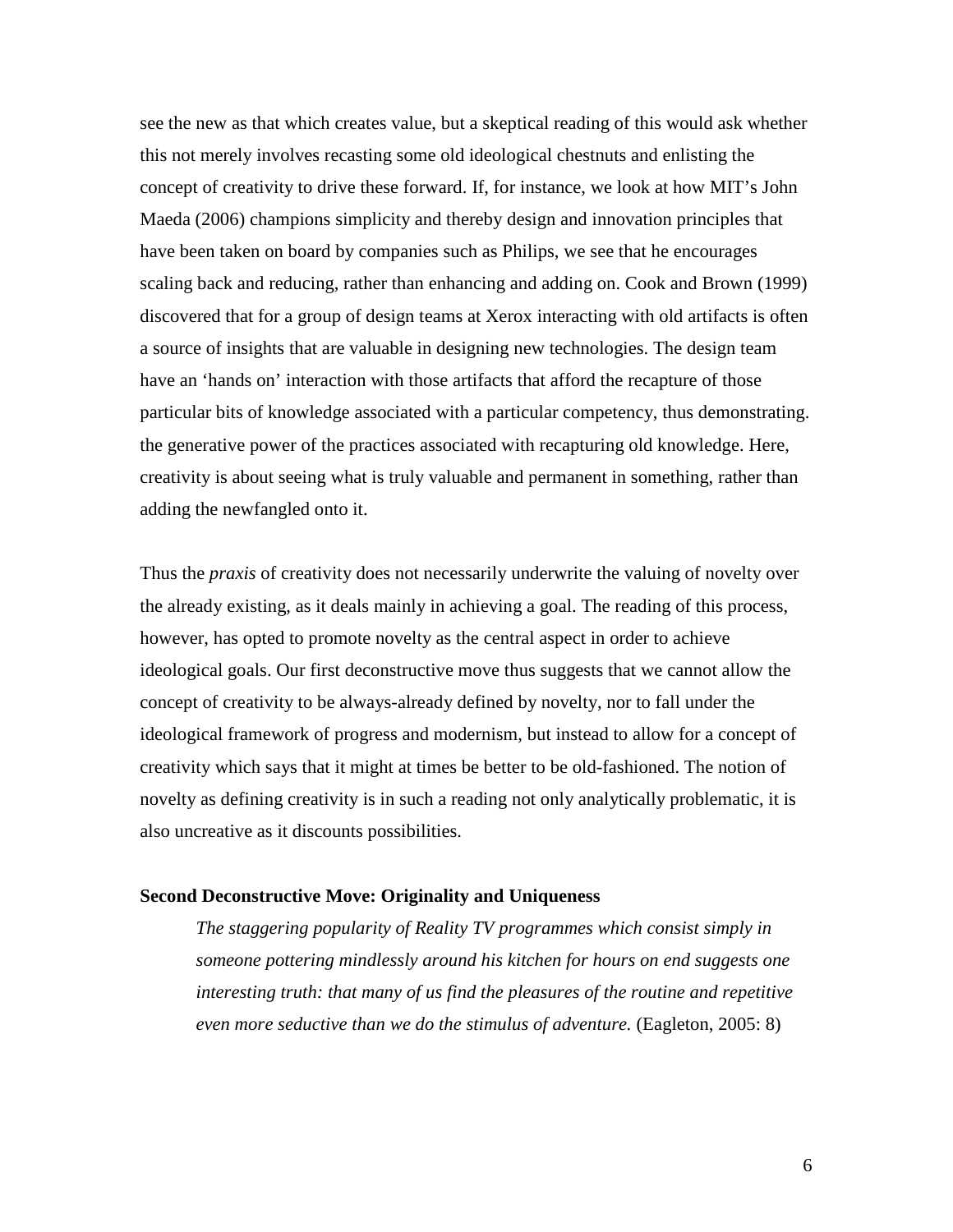see the new as that which creates value, but a skeptical reading of this would ask whether this not merely involves recasting some old ideological chestnuts and enlisting the concept of creativity to drive these forward. If, for instance, we look at how MIT's John Maeda (2006) champions simplicity and thereby design and innovation principles that have been taken on board by companies such as Philips, we see that he encourages scaling back and reducing, rather than enhancing and adding on. Cook and Brown (1999) discovered that for a group of design teams at Xerox interacting with old artifacts is often a source of insights that are valuable in designing new technologies. The design team have an 'hands on' interaction with those artifacts that afford the recapture of those particular bits of knowledge associated with a particular competency, thus demonstrating. the generative power of the practices associated with recapturing old knowledge. Here, creativity is about seeing what is truly valuable and permanent in something, rather than adding the newfangled onto it.

Thus the *praxis* of creativity does not necessarily underwrite the valuing of novelty over the already existing, as it deals mainly in achieving a goal. The reading of this process, however, has opted to promote novelty as the central aspect in order to achieve ideological goals. Our first deconstructive move thus suggests that we cannot allow the concept of creativity to be always-already defined by novelty, nor to fall under the ideological framework of progress and modernism, but instead to allow for a concept of creativity which says that it might at times be better to be old-fashioned. The notion of novelty as defining creativity is in such a reading not only analytically problematic, it is also uncreative as it discounts possibilities.

### Second Deconstructive Move: Originality and Uniqueness

> *The staggering popularity of Reality TV programmes which consist simply in someone pottering mindlessly around his kitchen for hours on end suggests one interesting truth: that many of us find the pleasures of the routine and repetitive even more seductive than we do the stimulus of adventure.* (Eagleton, 2005: 8)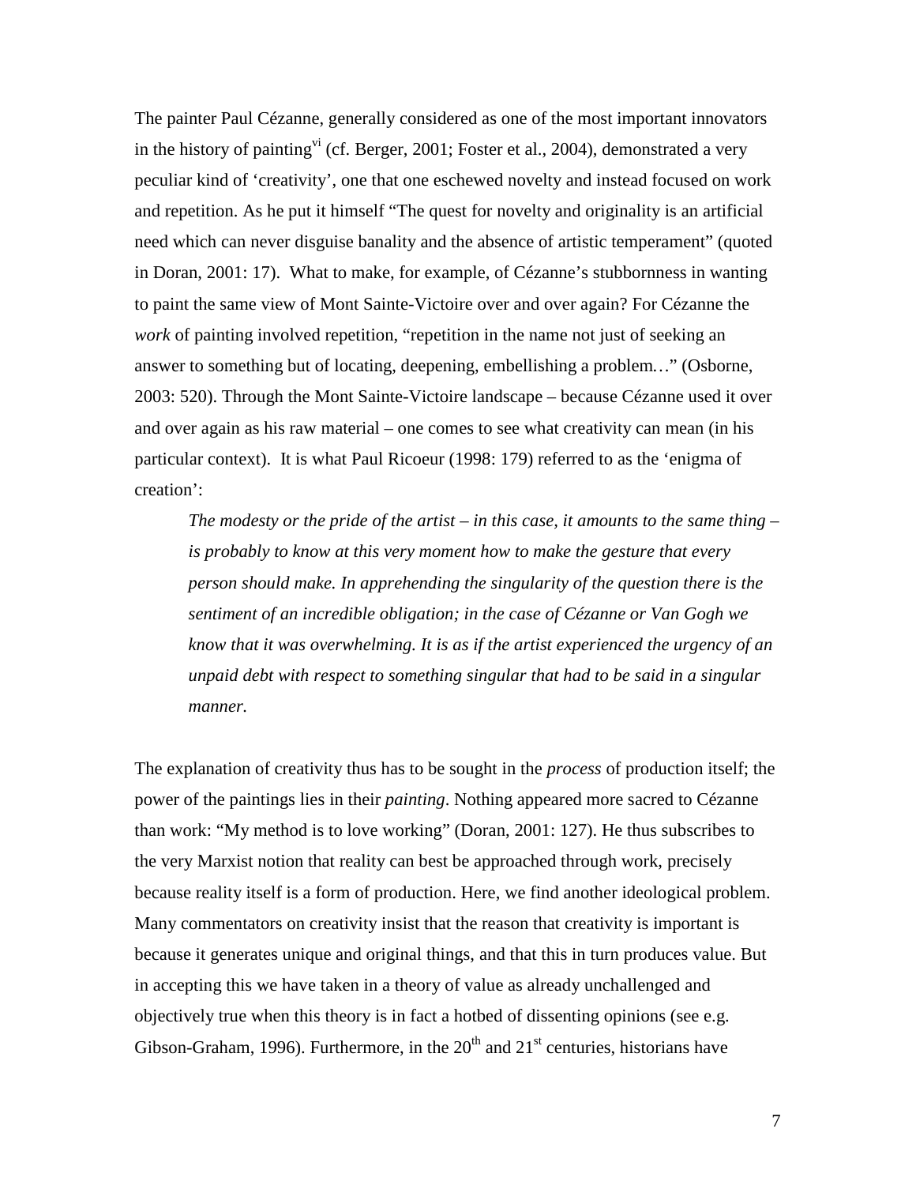The painter Paul Cézanne, generally considered as one of the most important innovators in the history of painting[vi] (cf. Berger, 2001; Foster et al., 2004), demonstrated a very peculiar kind of 'creativity', one that one eschewed novelty and instead focused on work and repetition. As he put it himself "The quest for novelty and originality is an artificial need which can never disguise banality and the absence of artistic temperament" (quoted in Doran, 2001: 17). What to make, for example, of Cézanne's stubbornness in wanting to paint the same view of Mont Sainte-Victoire over and over again? For Cézanne the *work* of painting involved repetition, "repetition in the name not just of seeking an answer to something but of locating, deepening, embellishing a problem…" (Osborne, 2003: 520). Through the Mont Sainte-Victoire landscape – because Cézanne used it over and over again as his raw material – one comes to see what creativity can mean (in his particular context). It is what Paul Ricoeur (1998: 179) referred to as the 'enigma of creation':

> *The modesty or the pride of the artist – in this case, it amounts to the same thing – is probably to know at this very moment how to make the gesture that every person should make. In apprehending the singularity of the question there is the sentiment of an incredible obligation; in the case of Cézanne or Van Gogh we know that it was overwhelming. It is as if the artist experienced the urgency of an unpaid debt with respect to something singular that had to be said in a singular manner.*

The explanation of creativity thus has to be sought in the *process* of production itself; the power of the paintings lies in their *painting*. Nothing appeared more sacred to Cézanne than work: "My method is to love working" (Doran, 2001: 127). He thus subscribes to the very Marxist notion that reality can best be approached through work, precisely because reality itself is a form of production. Here, we find another ideological problem. Many commentators on creativity insist that the reason that creativity is important is because it generates unique and original things, and that this in turn produces value. But in accepting this we have taken in a theory of value as already unchallenged and objectively true when this theory is in fact a hotbed of dissenting opinions (see e.g. Gibson-Graham, 1996). Furthermore, in the 20th and 21st centuries, historians have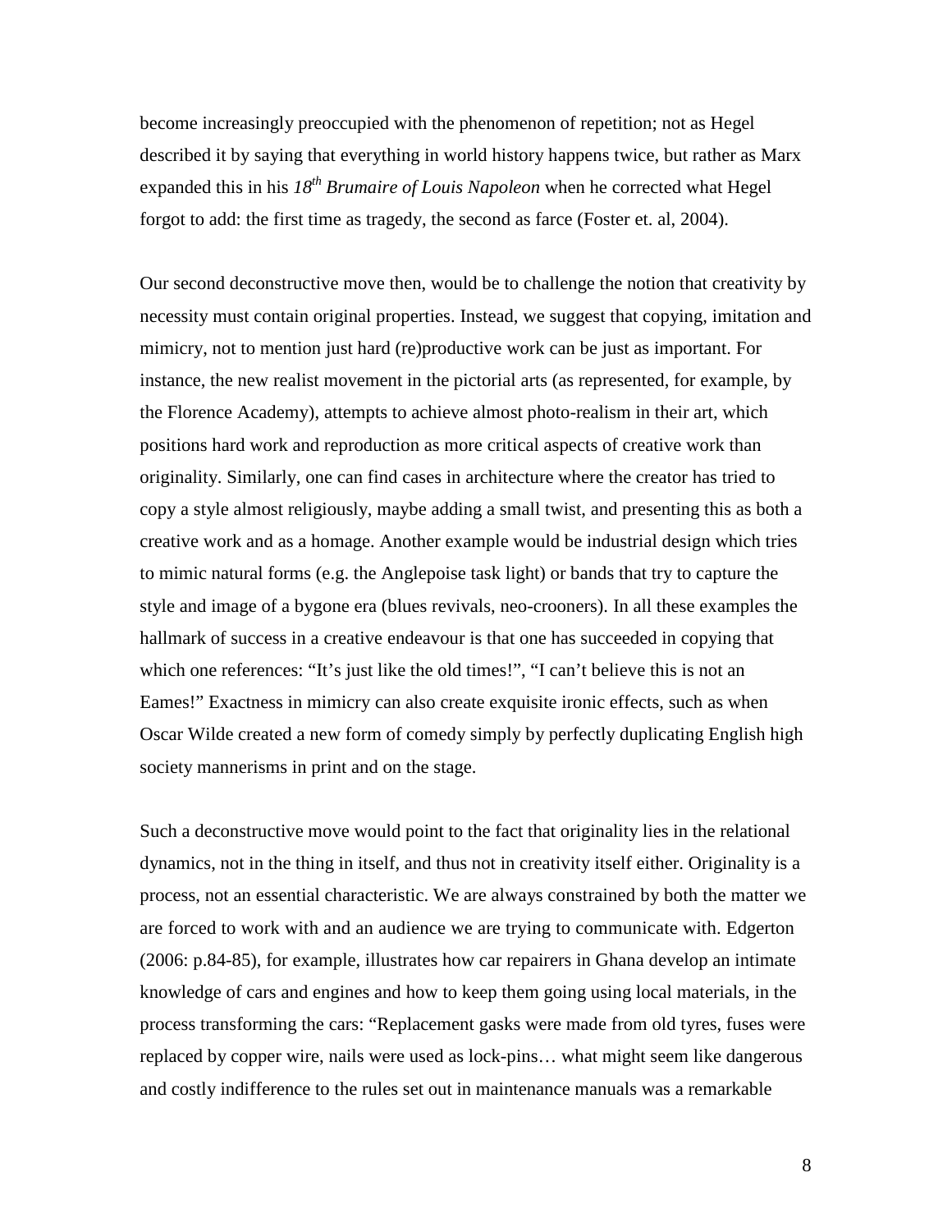become increasingly preoccupied with the phenomenon of repetition; not as Hegel described it by saying that everything in world history happens twice, but rather as Marx expanded this in his *18th Brumaire of Louis Napoleon* when he corrected what Hegel forgot to add: the first time as tragedy, the second as farce (Foster et. al, 2004).

Our second deconstructive move then, would be to challenge the notion that creativity by necessity must contain original properties. Instead, we suggest that copying, imitation and mimicry, not to mention just hard (re)productive work can be just as important. For instance, the new realist movement in the pictorial arts (as represented, for example, by the Florence Academy), attempts to achieve almost photo-realism in their art, which positions hard work and reproduction as more critical aspects of creative work than originality. Similarly, one can find cases in architecture where the creator has tried to copy a style almost religiously, maybe adding a small twist, and presenting this as both a creative work and as a homage. Another example would be industrial design which tries to mimic natural forms (e.g. the Anglepoise task light) or bands that try to capture the style and image of a bygone era (blues revivals, neo-crooners). In all these examples the hallmark of success in a creative endeavour is that one has succeeded in copying that which one references: "It's just like the old times!", "I can't believe this is not an Eames!" Exactness in mimicry can also create exquisite ironic effects, such as when Oscar Wilde created a new form of comedy simply by perfectly duplicating English high society mannerisms in print and on the stage.

Such a deconstructive move would point to the fact that originality lies in the relational dynamics, not in the thing in itself, and thus not in creativity itself either. Originality is a process, not an essential characteristic. We are always constrained by both the matter we are forced to work with and an audience we are trying to communicate with. Edgerton (2006: p.84-85), for example, illustrates how car repairers in Ghana develop an intimate knowledge of cars and engines and how to keep them going using local materials, in the process transforming the cars: "Replacement gasks were made from old tyres, fuses were replaced by copper wire, nails were used as lock-pins… what might seem like dangerous and costly indifference to the rules set out in maintenance manuals was a remarkable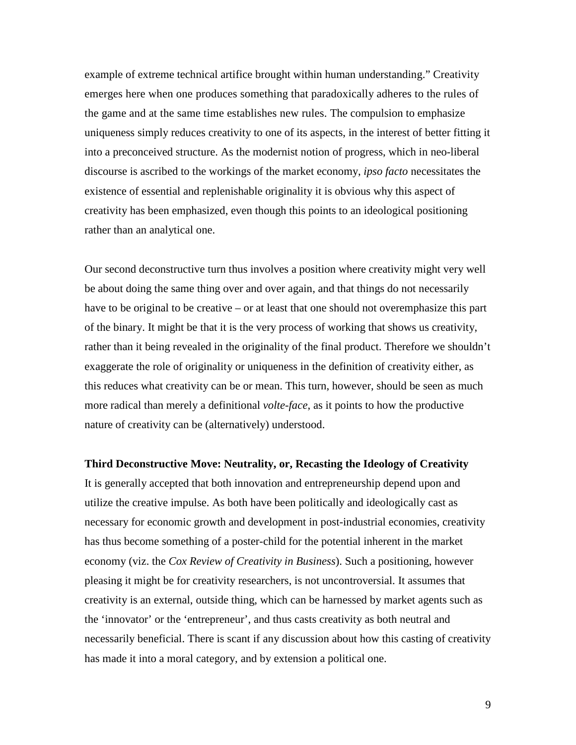example of extreme technical artifice brought within human understanding." Creativity emerges here when one produces something that paradoxically adheres to the rules of the game and at the same time establishes new rules. The compulsion to emphasize uniqueness simply reduces creativity to one of its aspects, in the interest of better fitting it into a preconceived structure. As the modernist notion of progress, which in neo-liberal discourse is ascribed to the workings of the market economy, *ipso facto* necessitates the existence of essential and replenishable originality it is obvious why this aspect of creativity has been emphasized, even though this points to an ideological positioning rather than an analytical one.

Our second deconstructive turn thus involves a position where creativity might very well be about doing the same thing over and over again, and that things do not necessarily have to be original to be creative – or at least that one should not overemphasize this part of the binary. It might be that it is the very process of working that shows us creativity, rather than it being revealed in the originality of the final product. Therefore we shouldn't exaggerate the role of originality or uniqueness in the definition of creativity either, as this reduces what creativity can be or mean. This turn, however, should be seen as much more radical than merely a definitional *volte-face*, as it points to how the productive nature of creativity can be (alternatively) understood.

**Third Deconstructive Move: Neutrality, or, Recasting the Ideology of Creativity**

It is generally accepted that both innovation and entrepreneurship depend upon and utilize the creative impulse. As both have been politically and ideologically cast as necessary for economic growth and development in post-industrial economies, creativity has thus become something of a poster-child for the potential inherent in the market economy (viz. the *Cox Review of Creativity in Business*). Such a positioning, however pleasing it might be for creativity researchers, is not uncontroversial. It assumes that creativity is an external, outside thing, which can be harnessed by market agents such as the 'innovator' or the 'entrepreneur', and thus casts creativity as both neutral and necessarily beneficial. There is scant if any discussion about how this casting of creativity has made it into a moral category, and by extension a political one.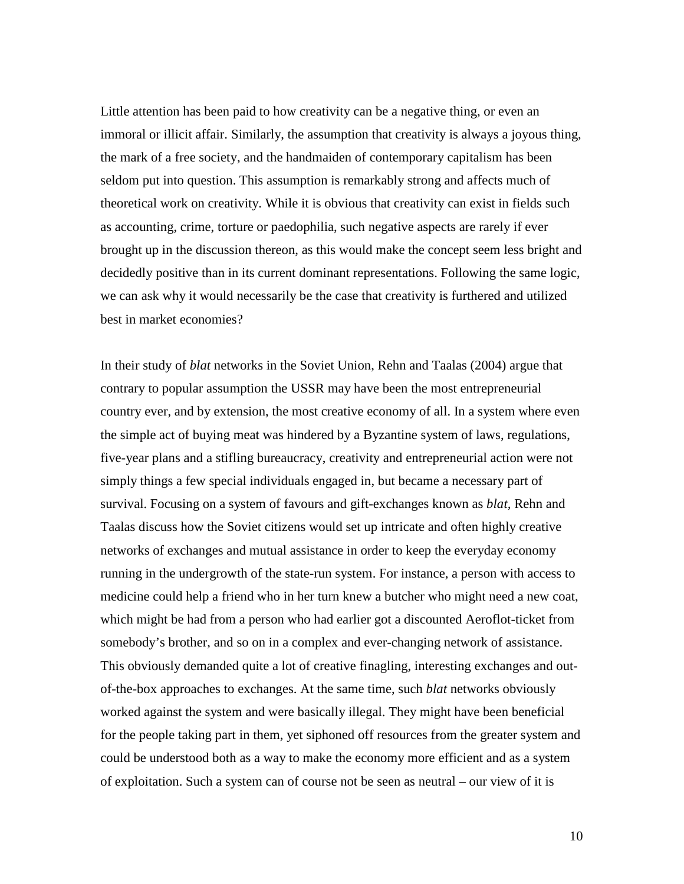Little attention has been paid to how creativity can be a negative thing, or even an immoral or illicit affair. Similarly, the assumption that creativity is always a joyous thing, the mark of a free society, and the handmaiden of contemporary capitalism has been seldom put into question. This assumption is remarkably strong and affects much of theoretical work on creativity. While it is obvious that creativity can exist in fields such as accounting, crime, torture or paedophilia, such negative aspects are rarely if ever brought up in the discussion thereon, as this would make the concept seem less bright and decidedly positive than in its current dominant representations. Following the same logic, we can ask why it would necessarily be the case that creativity is furthered and utilized best in market economies?

In their study of *blat* networks in the Soviet Union, Rehn and Taalas (2004) argue that contrary to popular assumption the USSR may have been the most entrepreneurial country ever, and by extension, the most creative economy of all. In a system where even the simple act of buying meat was hindered by a Byzantine system of laws, regulations, five-year plans and a stifling bureaucracy, creativity and entrepreneurial action were not simply things a few special individuals engaged in, but became a necessary part of survival. Focusing on a system of favours and gift-exchanges known as *blat*, Rehn and Taalas discuss how the Soviet citizens would set up intricate and often highly creative networks of exchanges and mutual assistance in order to keep the everyday economy running in the undergrowth of the state-run system. For instance, a person with access to medicine could help a friend who in her turn knew a butcher who might need a new coat, which might be had from a person who had earlier got a discounted Aeroflot-ticket from somebody's brother, and so on in a complex and ever-changing network of assistance. This obviously demanded quite a lot of creative finagling, interesting exchanges and out-of-the-box approaches to exchanges. At the same time, such *blat* networks obviously worked against the system and were basically illegal. They might have been beneficial for the people taking part in them, yet siphoned off resources from the greater system and could be understood both as a way to make the economy more efficient and as a system of exploitation. Such a system can of course not be seen as neutral – our view of it is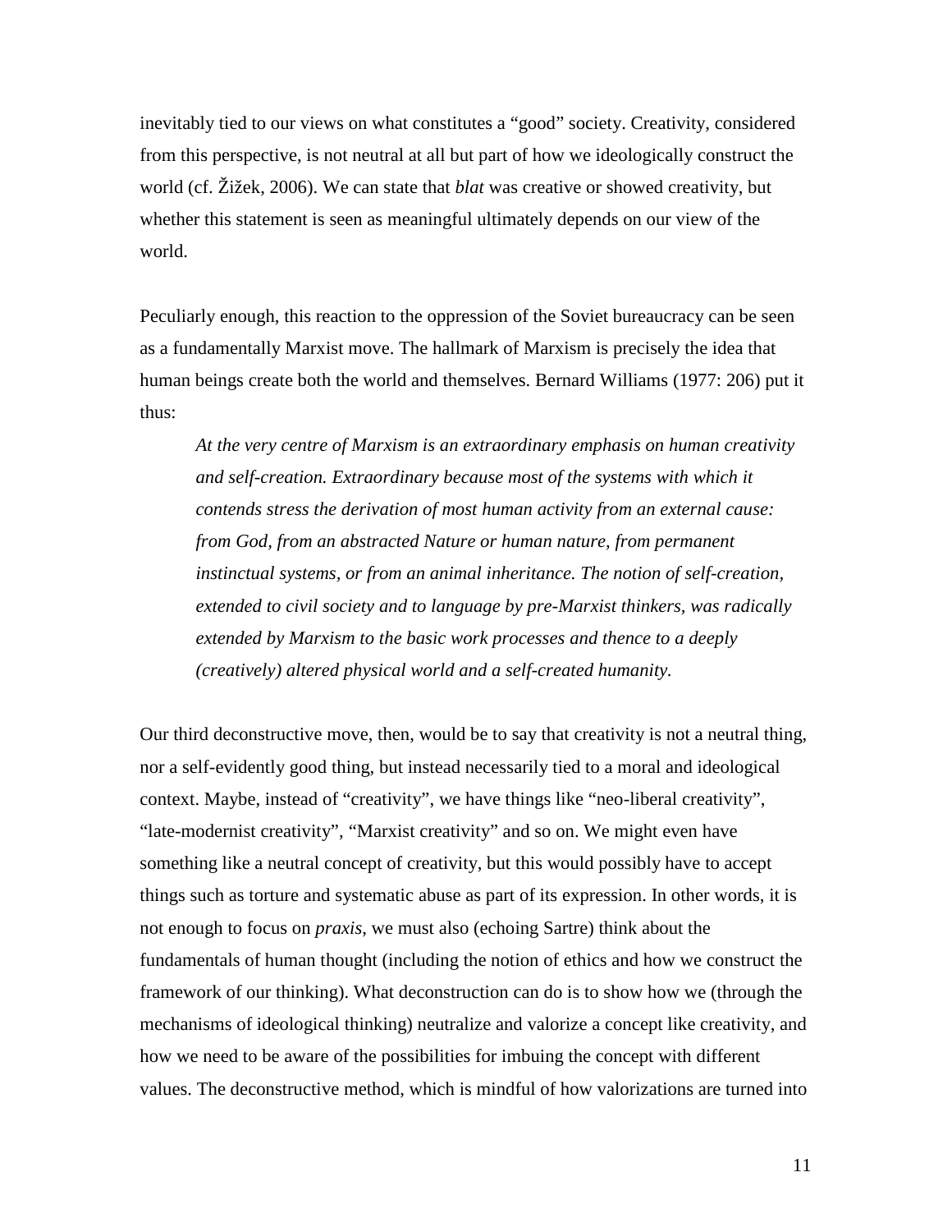inevitably tied to our views on what constitutes a "good" society. Creativity, considered from this perspective, is not neutral at all but part of how we ideologically construct the world (cf. Žižek, 2006). We can state that *blat* was creative or showed creativity, but whether this statement is seen as meaningful ultimately depends on our view of the world.

Peculiarly enough, this reaction to the oppression of the Soviet bureaucracy can be seen as a fundamentally Marxist move. The hallmark of Marxism is precisely the idea that human beings create both the world and themselves. Bernard Williams (1977: 206) put it thus:

> *At the very centre of Marxism is an extraordinary emphasis on human creativity and self-creation. Extraordinary because most of the systems with which it contends stress the derivation of most human activity from an external cause: from God, from an abstracted Nature or human nature, from permanent instinctual systems, or from an animal inheritance. The notion of self-creation, extended to civil society and to language by pre-Marxist thinkers, was radically extended by Marxism to the basic work processes and thence to a deeply (creatively) altered physical world and a self-created humanity.*

Our third deconstructive move, then, would be to say that creativity is not a neutral thing, nor a self-evidently good thing, but instead necessarily tied to a moral and ideological context. Maybe, instead of "creativity", we have things like "neo-liberal creativity", "late-modernist creativity", "Marxist creativity" and so on. We might even have something like a neutral concept of creativity, but this would possibly have to accept things such as torture and systematic abuse as part of its expression. In other words, it is not enough to focus on *praxis*, we must also (echoing Sartre) think about the fundamentals of human thought (including the notion of ethics and how we construct the framework of our thinking). What deconstruction can do is to show how we (through the mechanisms of ideological thinking) neutralize and valorize a concept like creativity, and how we need to be aware of the possibilities for imbuing the concept with different values. The deconstructive method, which is mindful of how valorizations are turned into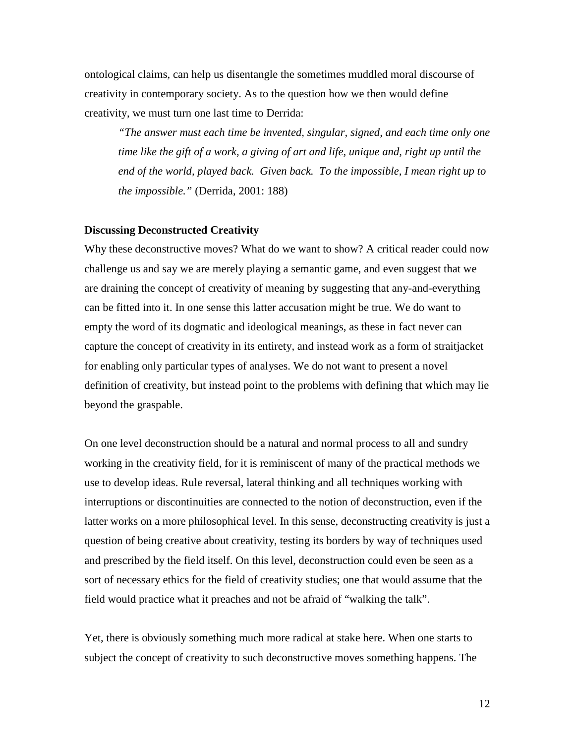ontological claims, can help us disentangle the sometimes muddled moral discourse of creativity in contemporary society. As to the question how we then would define creativity, we must turn one last time to Derrida:

> *"The answer must each time be invented, singular, signed, and each time only one time like the gift of a work, a giving of art and life, unique and, right up until the end of the world, played back. Given back. To the impossible, I mean right up to the impossible."* (Derrida, 2001: 188)

**Discussing Deconstructed Creativity**

Why these deconstructive moves? What do we want to show? A critical reader could now challenge us and say we are merely playing a semantic game, and even suggest that we are draining the concept of creativity of meaning by suggesting that any-and-everything can be fitted into it. In one sense this latter accusation might be true. We do want to empty the word of its dogmatic and ideological meanings, as these in fact never can capture the concept of creativity in its entirety, and instead work as a form of straitjacket for enabling only particular types of analyses. We do not want to present a novel definition of creativity, but instead point to the problems with defining that which may lie beyond the graspable.

On one level deconstruction should be a natural and normal process to all and sundry working in the creativity field, for it is reminiscent of many of the practical methods we use to develop ideas. Rule reversal, lateral thinking and all techniques working with interruptions or discontinuities are connected to the notion of deconstruction, even if the latter works on a more philosophical level. In this sense, deconstructing creativity is just a question of being creative about creativity, testing its borders by way of techniques used and prescribed by the field itself. On this level, deconstruction could even be seen as a sort of necessary ethics for the field of creativity studies; one that would assume that the field would practice what it preaches and not be afraid of "walking the talk".

Yet, there is obviously something much more radical at stake here. When one starts to subject the concept of creativity to such deconstructive moves something happens. The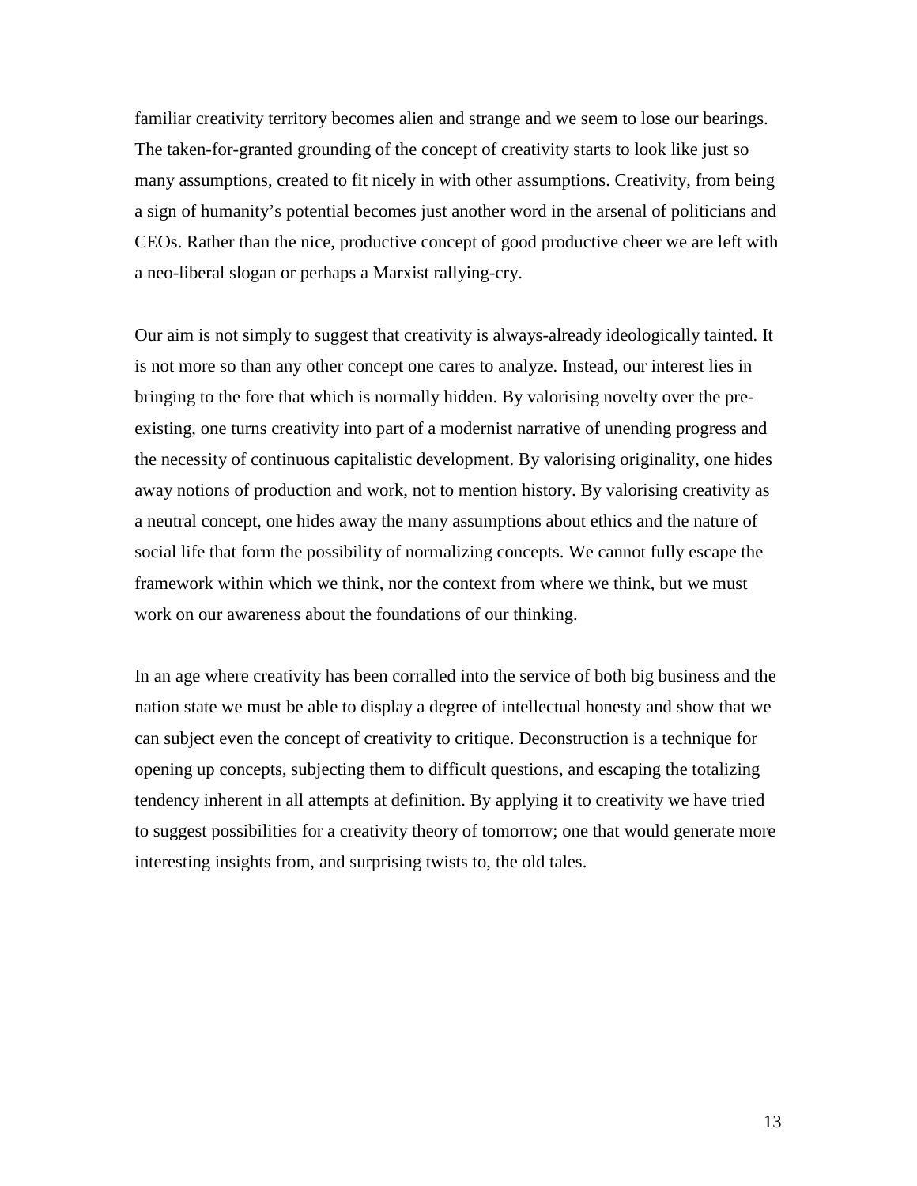familiar creativity territory becomes alien and strange and we seem to lose our bearings. The taken-for-granted grounding of the concept of creativity starts to look like just so many assumptions, created to fit nicely in with other assumptions. Creativity, from being a sign of humanity's potential becomes just another word in the arsenal of politicians and CEOs. Rather than the nice, productive concept of good productive cheer we are left with a neo-liberal slogan or perhaps a Marxist rallying-cry.

Our aim is not simply to suggest that creativity is always-already ideologically tainted. It is not more so than any other concept one cares to analyze. Instead, our interest lies in bringing to the fore that which is normally hidden. By valorising novelty over the pre-existing, one turns creativity into part of a modernist narrative of unending progress and the necessity of continuous capitalistic development. By valorising originality, one hides away notions of production and work, not to mention history. By valorising creativity as a neutral concept, one hides away the many assumptions about ethics and the nature of social life that form the possibility of normalizing concepts. We cannot fully escape the framework within which we think, nor the context from where we think, but we must work on our awareness about the foundations of our thinking.

In an age where creativity has been corralled into the service of both big business and the nation state we must be able to display a degree of intellectual honesty and show that we can subject even the concept of creativity to critique. Deconstruction is a technique for opening up concepts, subjecting them to difficult questions, and escaping the totalizing tendency inherent in all attempts at definition. By applying it to creativity we have tried to suggest possibilities for a creativity theory of tomorrow; one that would generate more interesting insights from, and surprising twists to, the old tales.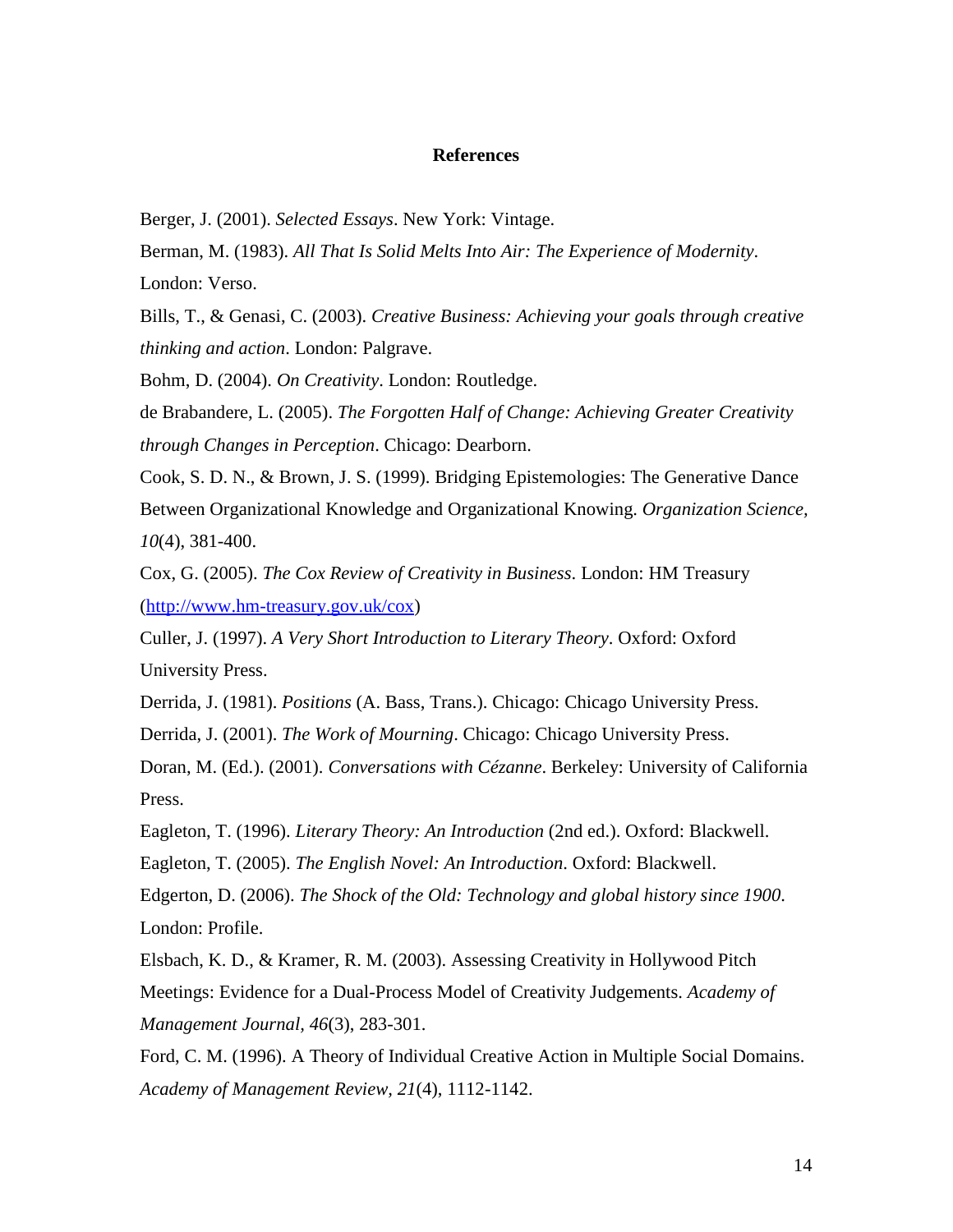## References

Berger, J. (2001). *Selected Essays*. New York: Vintage.

Berman, M. (1983). *All That Is Solid Melts Into Air: The Experience of Modernity*. London: Verso.

Bills, T., & Genasi, C. (2003). *Creative Business: Achieving your goals through creative thinking and action*. London: Palgrave.

Bohm, D. (2004). *On Creativity*. London: Routledge.

de Brabandere, L. (2005). *The Forgotten Half of Change: Achieving Greater Creativity through Changes in Perception*. Chicago: Dearborn.

Cook, S. D. N., & Brown, J. S. (1999). Bridging Epistemologies: The Generative Dance Between Organizational Knowledge and Organizational Knowing. *Organization Science, 10*(4), 381-400.

Cox, G. (2005). *The Cox Review of Creativity in Business*. London: HM Treasury (http://www.hm-treasury.gov.uk/cox)

Culler, J. (1997). *A Very Short Introduction to Literary Theory*. Oxford: Oxford University Press.

Derrida, J. (1981). *Positions* (A. Bass, Trans.). Chicago: Chicago University Press.

Derrida, J. (2001). *The Work of Mourning*. Chicago: Chicago University Press.

Doran, M. (Ed.). (2001). *Conversations with Cézanne*. Berkeley: University of California Press.

Eagleton, T. (1996). *Literary Theory: An Introduction* (2nd ed.). Oxford: Blackwell.

Eagleton, T. (2005). *The English Novel: An Introduction*. Oxford: Blackwell.

Edgerton, D. (2006). *The Shock of the Old: Technology and global history since 1900*. London: Profile.

Elsbach, K. D., & Kramer, R. M. (2003). Assessing Creativity in Hollywood Pitch Meetings: Evidence for a Dual-Process Model of Creativity Judgements. *Academy of Management Journal, 46*(3), 283-301.

Ford, C. M. (1996). A Theory of Individual Creative Action in Multiple Social Domains. *Academy of Management Review, 21*(4), 1112-1142.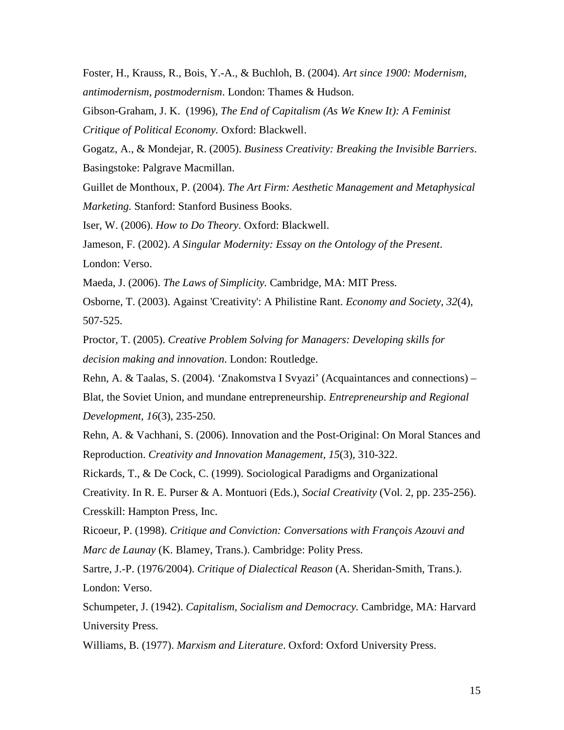Foster, H., Krauss, R., Bois, Y.-A., & Buchloh, B. (2004). *Art since 1900: Modernism, antimodernism, postmodernism*. London: Thames & Hudson.

Gibson-Graham, J. K. (1996), *The End of Capitalism (As We Knew It): A Feminist Critique of Political Economy.* Oxford: Blackwell.

Gogatz, A., & Mondejar, R. (2005). *Business Creativity: Breaking the Invisible Barriers*. Basingstoke: Palgrave Macmillan.

Guillet de Monthoux, P. (2004). *The Art Firm: Aesthetic Management and Metaphysical Marketing.* Stanford: Stanford Business Books.

Iser, W. (2006). *How to Do Theory*. Oxford: Blackwell.

Jameson, F. (2002). *A Singular Modernity: Essay on the Ontology of the Present*. London: Verso.

Maeda, J. (2006). *The Laws of Simplicity.* Cambridge, MA: MIT Press.

Osborne, T. (2003). Against 'Creativity': A Philistine Rant. *Economy and Society, 32*(4), 507-525.

Proctor, T. (2005). *Creative Problem Solving for Managers: Developing skills for decision making and innovation*. London: Routledge.

Rehn, A. & Taalas, S. (2004). 'Znakomstva I Svyazi' (Acquaintances and connections) – Blat, the Soviet Union, and mundane entrepreneurship. *Entrepreneurship and Regional Development, 16*(3), 235-250.

Rehn, A. & Vachhani, S. (2006). Innovation and the Post-Original: On Moral Stances and Reproduction. *Creativity and Innovation Management, 15*(3), 310-322.

Rickards, T., & De Cock, C. (1999). Sociological Paradigms and Organizational Creativity. In R. E. Purser & A. Montuori (Eds.), *Social Creativity* (Vol. 2, pp. 235-256). Cresskill: Hampton Press, Inc.

Ricoeur, P. (1998). *Critique and Conviction: Conversations with François Azouvi and Marc de Launay* (K. Blamey, Trans.). Cambridge: Polity Press.

Sartre, J.-P. (1976/2004). *Critique of Dialectical Reason* (A. Sheridan-Smith, Trans.). London: Verso.

Schumpeter, J. (1942). *Capitalism, Socialism and Democracy.* Cambridge, MA: Harvard University Press.

Williams, B. (1977). *Marxism and Literature*. Oxford: Oxford University Press.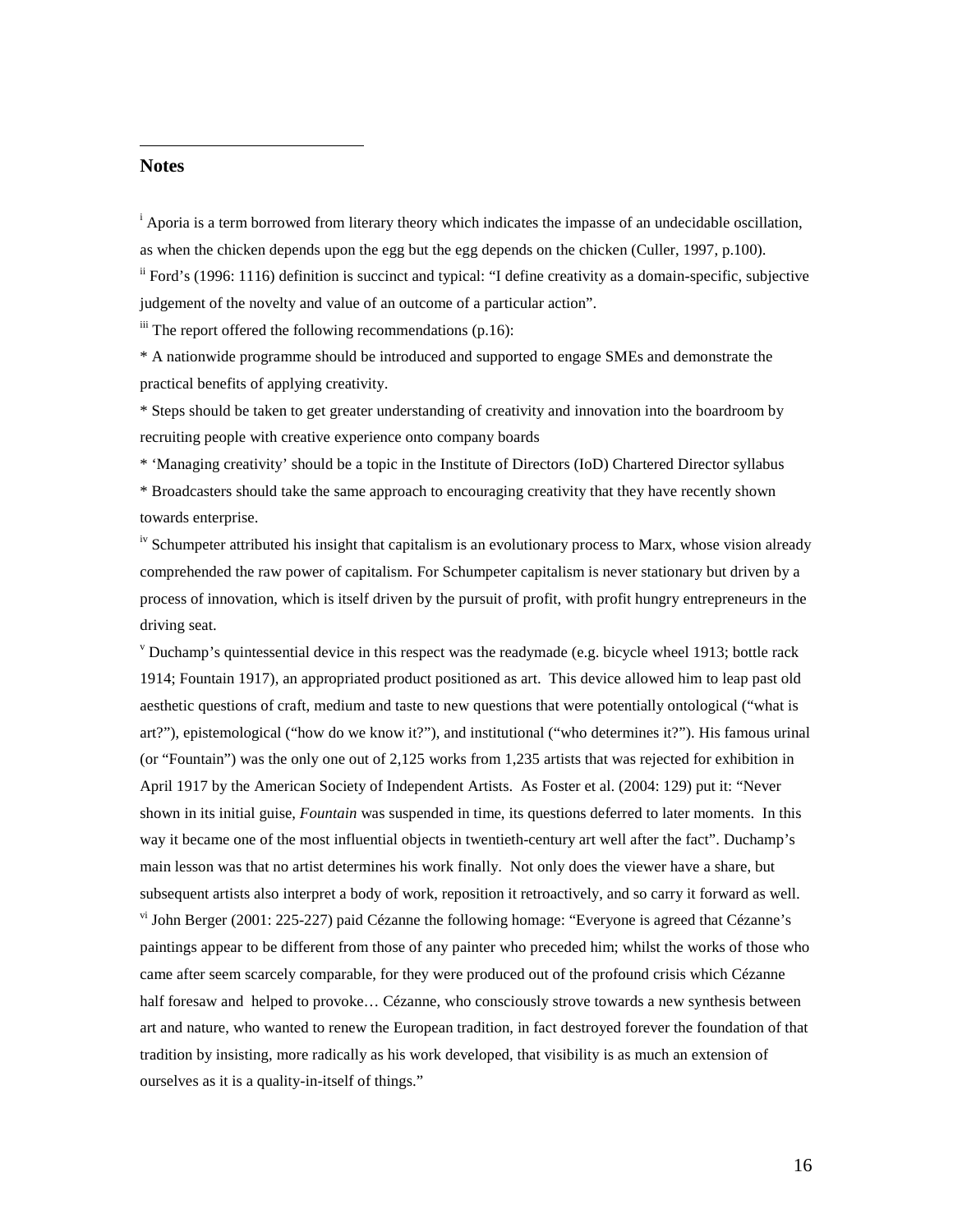## Notes

[i] Aporia is a term borrowed from literary theory which indicates the impasse of an undecidable oscillation, as when the chicken depends upon the egg but the egg depends on the chicken (Culler, 1997, p.100).

[ii] Ford's (1996: 1116) definition is succinct and typical: "I define creativity as a domain-specific, subjective judgement of the novelty and value of an outcome of a particular action".

[iii] The report offered the following recommendations (p.16):

* A nationwide programme should be introduced and supported to engage SMEs and demonstrate the practical benefits of applying creativity.
* Steps should be taken to get greater understanding of creativity and innovation into the boardroom by recruiting people with creative experience onto company boards
* 'Managing creativity' should be a topic in the Institute of Directors (IoD) Chartered Director syllabus
* Broadcasters should take the same approach to encouraging creativity that they have recently shown towards enterprise.

[iv] Schumpeter attributed his insight that capitalism is an evolutionary process to Marx, whose vision already comprehended the raw power of capitalism. For Schumpeter capitalism is never stationary but driven by a process of innovation, which is itself driven by the pursuit of profit, with profit hungry entrepreneurs in the driving seat.

[v] Duchamp's quintessential device in this respect was the readymade (e.g. bicycle wheel 1913; bottle rack 1914; Fountain 1917), an appropriated product positioned as art. This device allowed him to leap past old aesthetic questions of craft, medium and taste to new questions that were potentially ontological ("what is art?"), epistemological ("how do we know it?"), and institutional ("who determines it?"). His famous urinal (or "Fountain") was the only one out of 2,125 works from 1,235 artists that was rejected for exhibition in April 1917 by the American Society of Independent Artists. As Foster et al. (2004: 129) put it: "Never shown in its initial guise, *Fountain* was suspended in time, its questions deferred to later moments. In this way it became one of the most influential objects in twentieth-century art well after the fact". Duchamp's main lesson was that no artist determines his work finally. Not only does the viewer have a share, but subsequent artists also interpret a body of work, reposition it retroactively, and so carry it forward as well.

[vi] John Berger (2001: 225-227) paid Cézanne the following homage: "Everyone is agreed that Cézanne's paintings appear to be different from those of any painter who preceded him; whilst the works of those who came after seem scarcely comparable, for they were produced out of the profound crisis which Cézanne half foresaw and helped to provoke… Cézanne, who consciously strove towards a new synthesis between art and nature, who wanted to renew the European tradition, in fact destroyed forever the foundation of that tradition by insisting, more radically as his work developed, that visibility is as much an extension of ourselves as it is a quality-in-itself of things."